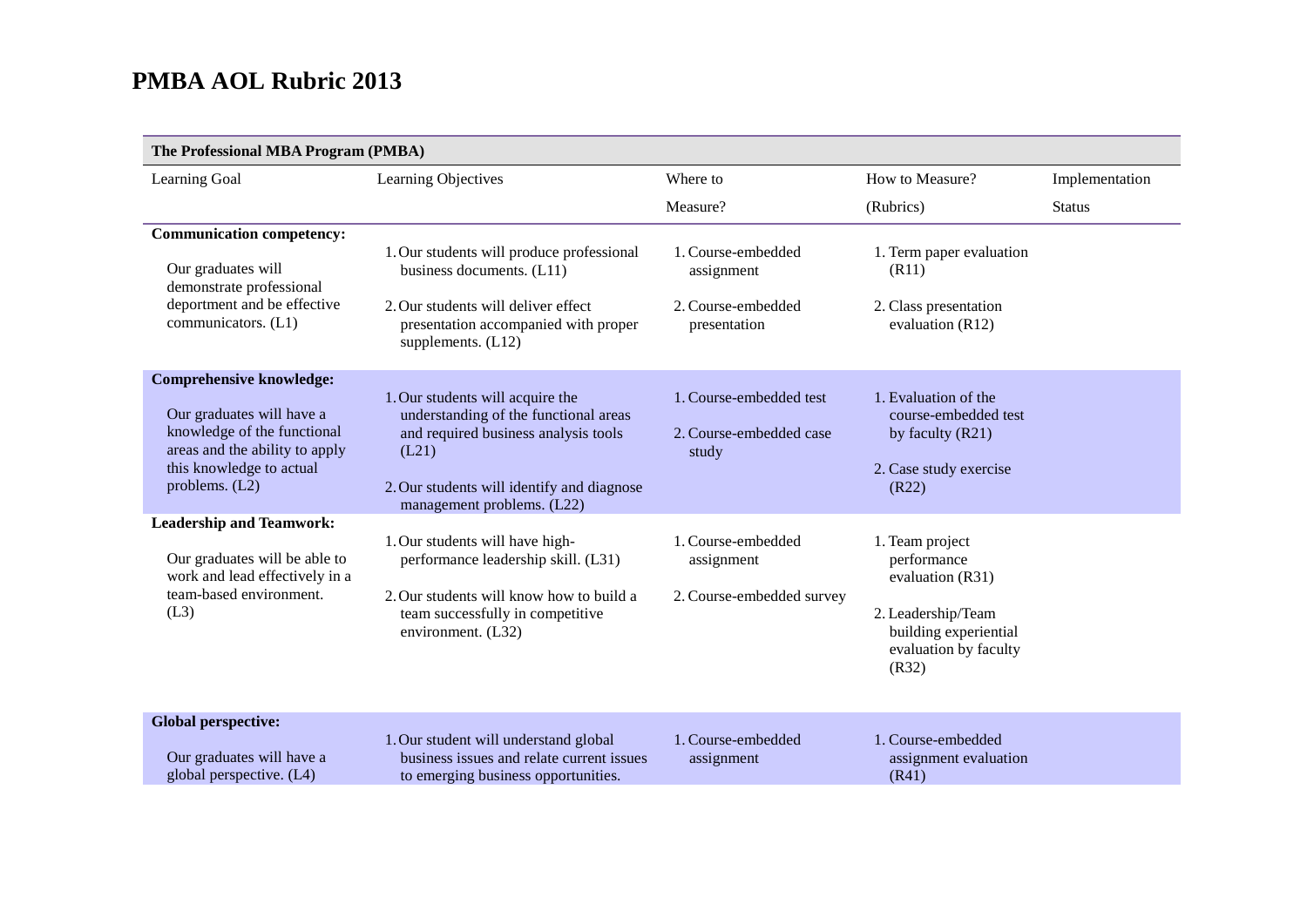# PMBA AOL Rubric 2013

| **The Professional MBA Program (PMBA)** | | | | |
|---|---|---|---|---|
| Learning Goal | Learning Objectives | Where to Measure? | How to Measure? (Rubrics) | Implementation Status |
| **Communication competency:** Our graduates will demonstrate professional deportment and be effective communicators. (L1) | 1. Our students will produce professional business documents. (L11)<br>2. Our students will deliver effect presentation accompanied with proper supplements. (L12) | 1. Course-embedded assignment<br>2. Course-embedded presentation | 1. Term paper evaluation (R11)<br>2. Class presentation evaluation (R12) | |
| **Comprehensive knowledge:** Our graduates will have a knowledge of the functional areas and the ability to apply this knowledge to actual problems. (L2) | 1. Our students will acquire the understanding of the functional areas and required business analysis tools (L21)<br>2. Our students will identify and diagnose management problems. (L22) | 1. Course-embedded test<br>2. Course-embedded case study | 1. Evaluation of the course-embedded test by faculty (R21)<br>2. Case study exercise (R22) | |
| **Leadership and Teamwork:** Our graduates will be able to work and lead effectively in a team-based environment. (L3) | 1. Our students will have high-performance leadership skill. (L31)<br>2. Our students will know how to build a team successfully in competitive environment. (L32) | 1. Course-embedded assignment<br>2. Course-embedded survey | 1. Team project performance evaluation (R31)<br>2. Leadership/Team building experiential evaluation by faculty (R32) | |
| **Global perspective:** Our graduates will have a global perspective. (L4) | 1. Our student will understand global business issues and relate current issues to emerging business opportunities. | 1. Course-embedded assignment | 1. Course-embedded assignment evaluation (R41) | |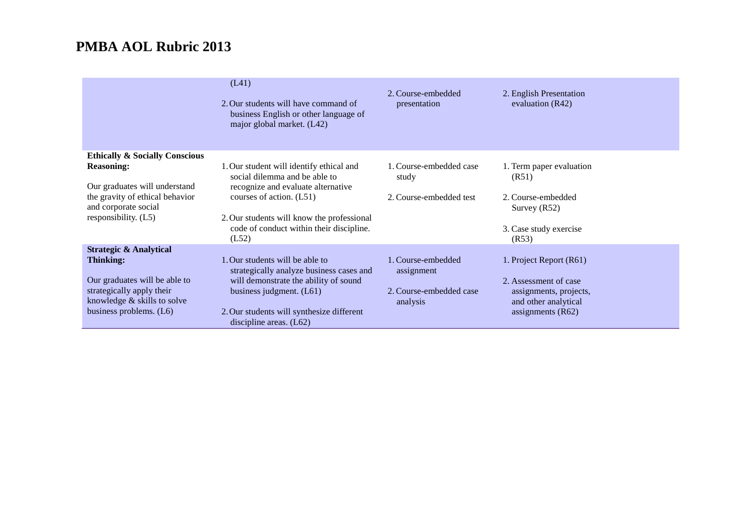# PMBA AOL Rubric 2013

| | | | |
|---|---|---|---|
| | (L41)<br><br>2. Our students will have command of business English or other language of major global market. (L42) | 2. Course-embedded presentation | 2. English Presentation evaluation (R42) |
| **Ethically & Socially Conscious Reasoning:**<br><br>Our graduates will understand the gravity of ethical behavior and corporate social responsibility. (L5) | 1. Our student will identify ethical and social dilemma and be able to recognize and evaluate alternative courses of action. (L51)<br><br>2. Our students will know the professional code of conduct within their discipline. (L52) | 1. Course-embedded case study<br><br>2. Course-embedded test | 1. Term paper evaluation (R51)<br><br>2. Course-embedded Survey (R52)<br><br>3. Case study exercise (R53) |
| **Strategic & Analytical Thinking:**<br><br>Our graduates will be able to strategically apply their knowledge & skills to solve business problems. (L6) | 1. Our students will be able to strategically analyze business cases and will demonstrate the ability of sound business judgment. (L61)<br><br>2. Our students will synthesize different discipline areas. (L62) | 1. Course-embedded assignment<br><br>2. Course-embedded case analysis | 1. Project Report (R61)<br><br>2. Assessment of case assignments, projects, and other analytical assignments (R62) |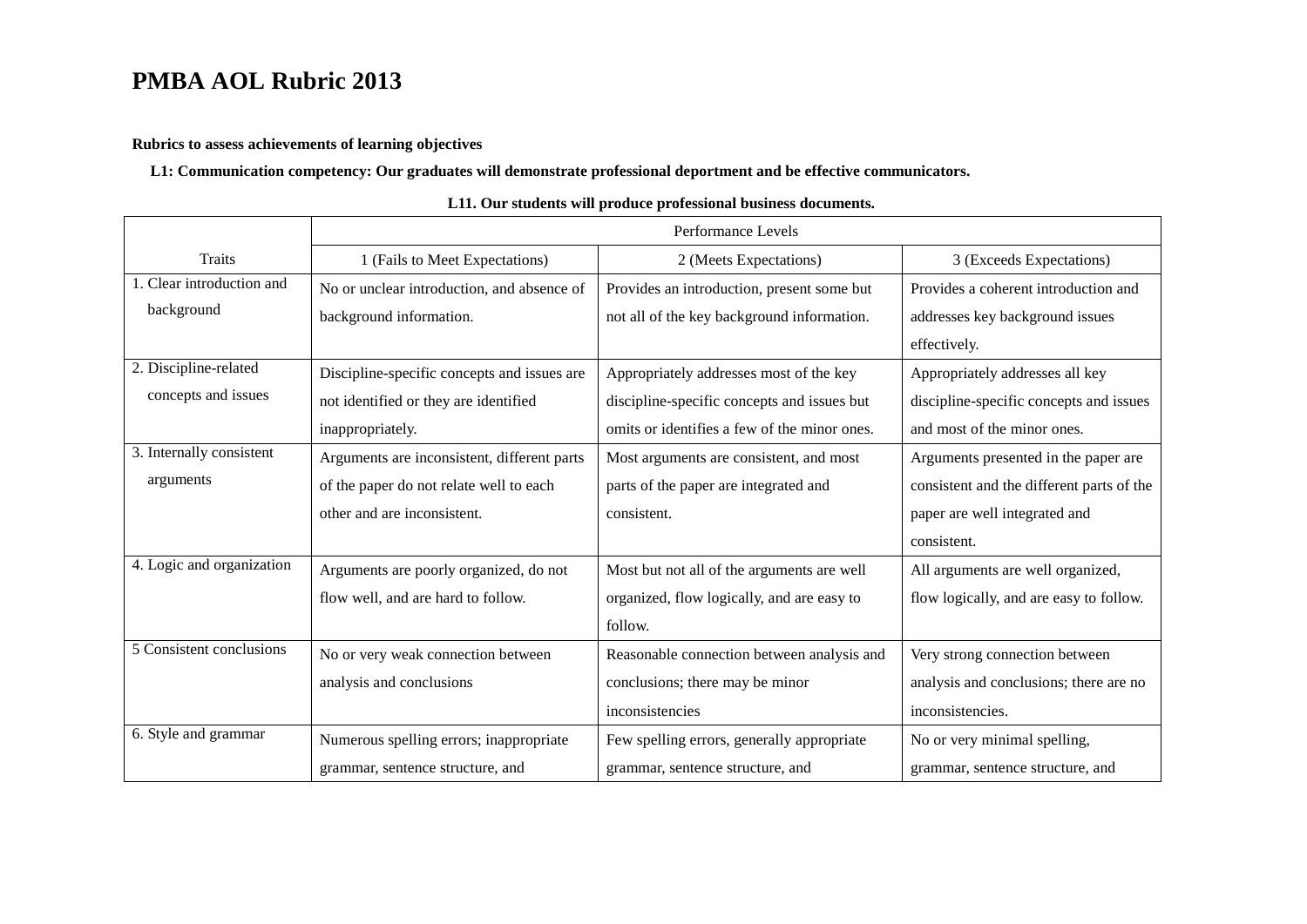# PMBA AOL Rubric 2013

**Rubrics to assess achievements of learning objectives**

**L1: Communication competency: Our graduates will demonstrate professional deportment and be effective communicators.**

**L11. Our students will produce professional business documents.**

| Traits | Performance Levels | | |
|---|---|---|---|
| | 1 (Fails to Meet Expectations) | 2 (Meets Expectations) | 3 (Exceeds Expectations) |
| 1. Clear introduction and background | No or unclear introduction, and absence of background information. | Provides an introduction, present some but not all of the key background information. | Provides a coherent introduction and addresses key background issues effectively. |
| 2. Discipline-related concepts and issues | Discipline-specific concepts and issues are not identified or they are identified inappropriately. | Appropriately addresses most of the key discipline-specific concepts and issues but omits or identifies a few of the minor ones. | Appropriately addresses all key discipline-specific concepts and issues and most of the minor ones. |
| 3. Internally consistent arguments | Arguments are inconsistent, different parts of the paper do not relate well to each other and are inconsistent. | Most arguments are consistent, and most parts of the paper are integrated and consistent. | Arguments presented in the paper are consistent and the different parts of the paper are well integrated and consistent. |
| 4. Logic and organization | Arguments are poorly organized, do not flow well, and are hard to follow. | Most but not all of the arguments are well organized, flow logically, and are easy to follow. | All arguments are well organized, flow logically, and are easy to follow. |
| 5 Consistent conclusions | No or very weak connection between analysis and conclusions | Reasonable connection between analysis and conclusions; there may be minor inconsistencies | Very strong connection between analysis and conclusions; there are no inconsistencies. |
| 6. Style and grammar | Numerous spelling errors; inappropriate grammar, sentence structure, and | Few spelling errors, generally appropriate grammar, sentence structure, and | No or very minimal spelling, grammar, sentence structure, and |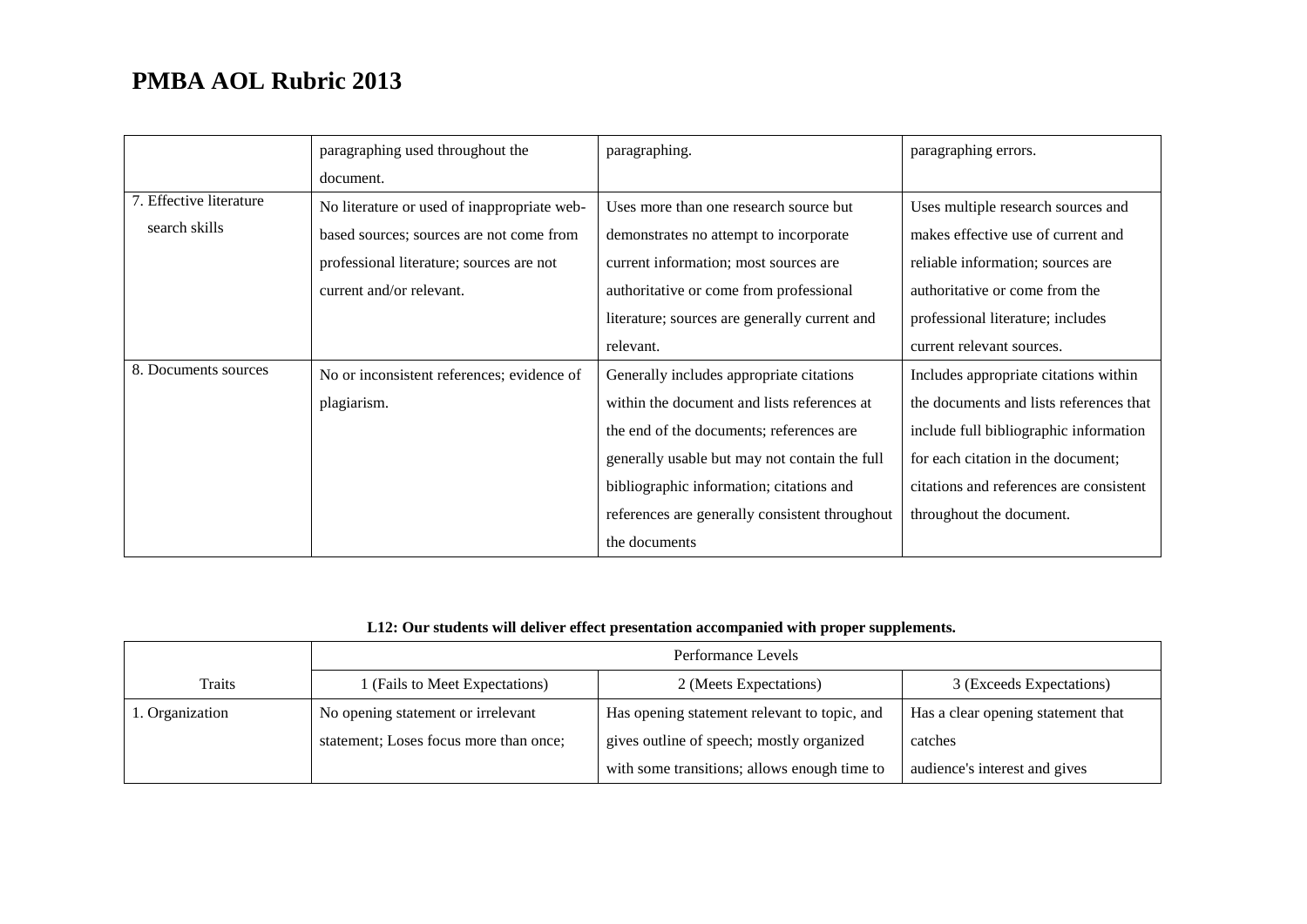# PMBA AOL Rubric 2013

| | | | |
|---|---|---|---|
| | paragraphing used throughout the document. | paragraphing. | paragraphing errors. |
| 7. Effective literature search skills | No literature or used of inappropriate web-based sources; sources are not come from professional literature; sources are not current and/or relevant. | Uses more than one research source but demonstrates no attempt to incorporate current information; most sources are authoritative or come from professional literature; sources are generally current and relevant. | Uses multiple research sources and makes effective use of current and reliable information; sources are authoritative or come from the professional literature; includes current relevant sources. |
| 8. Documents sources | No or inconsistent references; evidence of plagiarism. | Generally includes appropriate citations within the document and lists references at the end of the documents; references are generally usable but may not contain the full bibliographic information; citations and references are generally consistent throughout the documents | Includes appropriate citations within the documents and lists references that include full bibliographic information for each citation in the document; citations and references are consistent throughout the document. |

**L12: Our students will deliver effect presentation accompanied with proper supplements.**

| | Performance Levels | | |
|---|---|---|---|
| Traits | 1 (Fails to Meet Expectations) | 2 (Meets Expectations) | 3 (Exceeds Expectations) |
| 1. Organization | No opening statement or irrelevant statement; Loses focus more than once; | Has opening statement relevant to topic, and gives outline of speech; mostly organized with some transitions; allows enough time to | Has a clear opening statement that catches audience's interest and gives |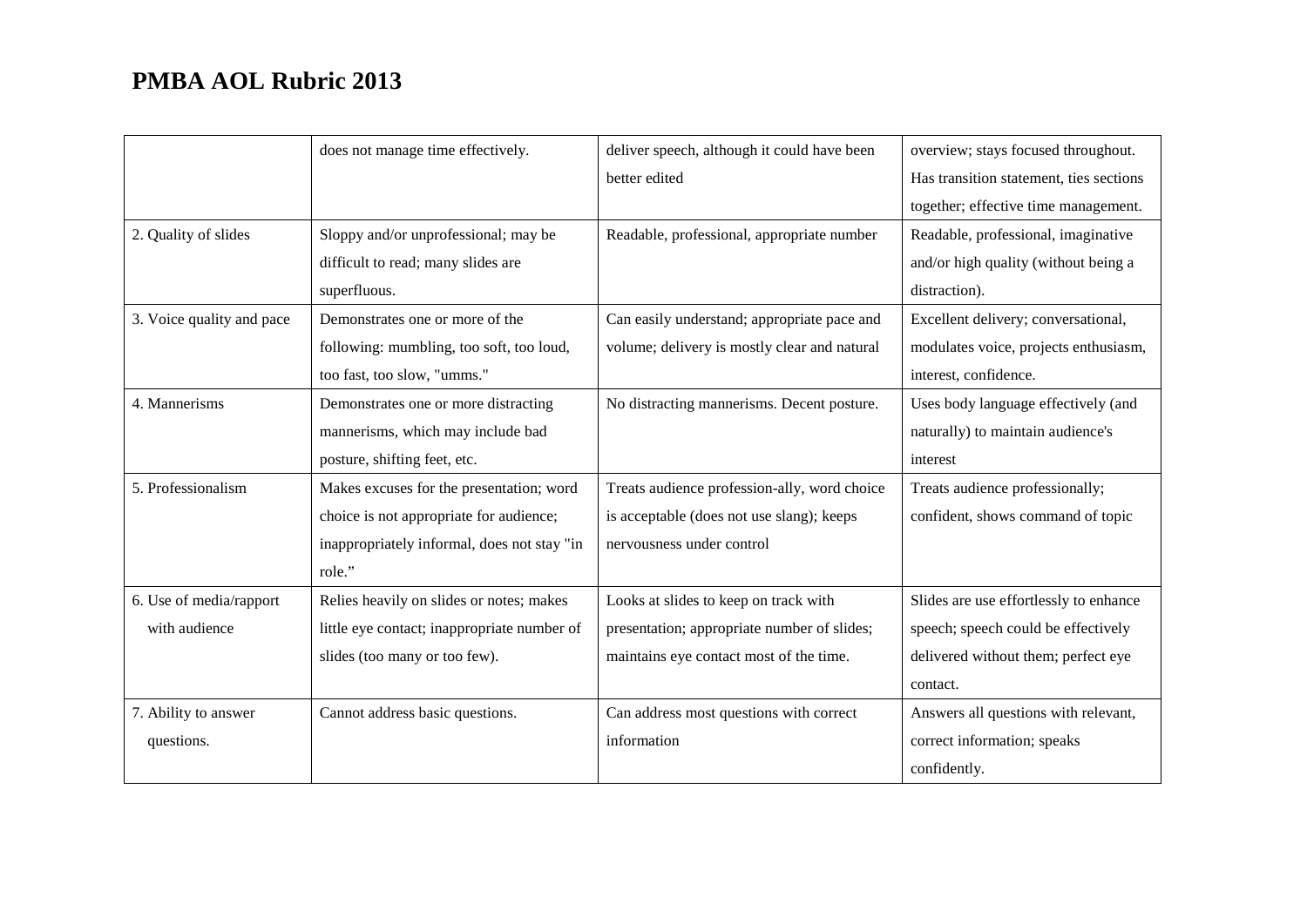# PMBA AOL Rubric 2013

| | | | |
|---|---|---|---|
| | does not manage time effectively. | deliver speech, although it could have been better edited | overview; stays focused throughout. Has transition statement, ties sections together; effective time management. |
| 2. Quality of slides | Sloppy and/or unprofessional; may be difficult to read; many slides are superfluous. | Readable, professional, appropriate number | Readable, professional, imaginative and/or high quality (without being a distraction). |
| 3. Voice quality and pace | Demonstrates one or more of the following: mumbling, too soft, too loud, too fast, too slow, "umms." | Can easily understand; appropriate pace and volume; delivery is mostly clear and natural | Excellent delivery; conversational, modulates voice, projects enthusiasm, interest, confidence. |
| 4. Mannerisms | Demonstrates one or more distracting mannerisms, which may include bad posture, shifting feet, etc. | No distracting mannerisms. Decent posture. | Uses body language effectively (and naturally) to maintain audience's interest |
| 5. Professionalism | Makes excuses for the presentation; word choice is not appropriate for audience; inappropriately informal, does not stay "in role." | Treats audience profession-ally, word choice is acceptable (does not use slang); keeps nervousness under control | Treats audience professionally; confident, shows command of topic |
| 6. Use of media/rapport with audience | Relies heavily on slides or notes; makes little eye contact; inappropriate number of slides (too many or too few). | Looks at slides to keep on track with presentation; appropriate number of slides; maintains eye contact most of the time. | Slides are use effortlessly to enhance speech; speech could be effectively delivered without them; perfect eye contact. |
| 7. Ability to answer questions. | Cannot address basic questions. | Can address most questions with correct information | Answers all questions with relevant, correct information; speaks confidently. |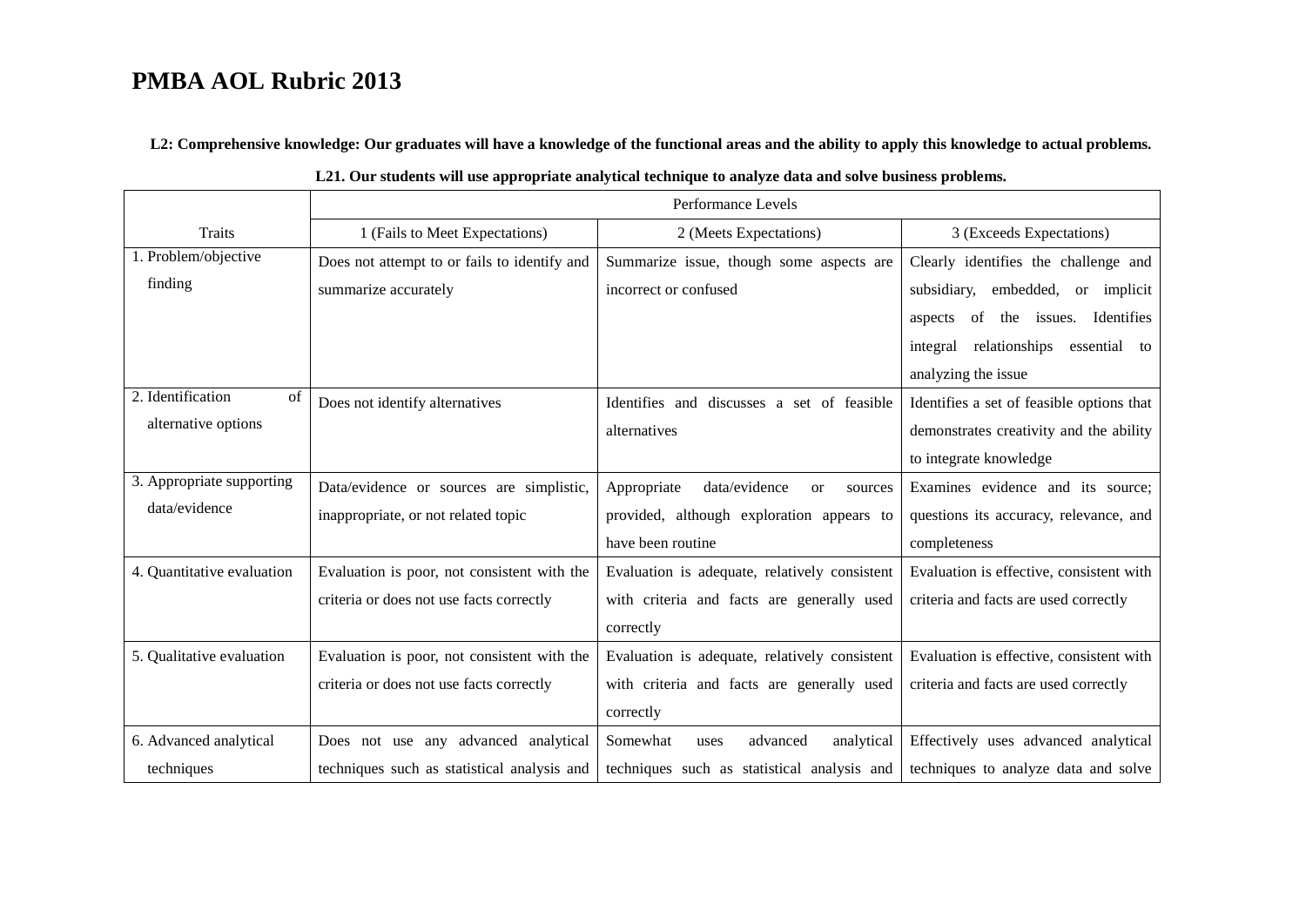# PMBA AOL Rubric 2013

**L2: Comprehensive knowledge: Our graduates will have a knowledge of the functional areas and the ability to apply this knowledge to actual problems.**

**L21. Our students will use appropriate analytical technique to analyze data and solve business problems.**

| Traits | Performance Levels | | |
|---|---|---|---|
| | 1 (Fails to Meet Expectations) | 2 (Meets Expectations) | 3 (Exceeds Expectations) |
| 1. Problem/objective finding | Does not attempt to or fails to identify and summarize accurately | Summarize issue, though some aspects are incorrect or confused | Clearly identifies the challenge and subsidiary, embedded, or implicit aspects of the issues. Identifies integral relationships essential to analyzing the issue |
| 2. Identification of alternative options | Does not identify alternatives | Identifies and discusses a set of feasible alternatives | Identifies a set of feasible options that demonstrates creativity and the ability to integrate knowledge |
| 3. Appropriate supporting data/evidence | Data/evidence or sources are simplistic, inappropriate, or not related topic | Appropriate data/evidence or sources provided, although exploration appears to have been routine | Examines evidence and its source; questions its accuracy, relevance, and completeness |
| 4. Quantitative evaluation | Evaluation is poor, not consistent with the criteria or does not use facts correctly | Evaluation is adequate, relatively consistent with criteria and facts are generally used correctly | Evaluation is effective, consistent with criteria and facts are used correctly |
| 5. Qualitative evaluation | Evaluation is poor, not consistent with the criteria or does not use facts correctly | Evaluation is adequate, relatively consistent with criteria and facts are generally used correctly | Evaluation is effective, consistent with criteria and facts are used correctly |
| 6. Advanced analytical techniques | Does not use any advanced analytical techniques such as statistical analysis and | Somewhat uses advanced analytical techniques such as statistical analysis and | Effectively uses advanced analytical techniques to analyze data and solve |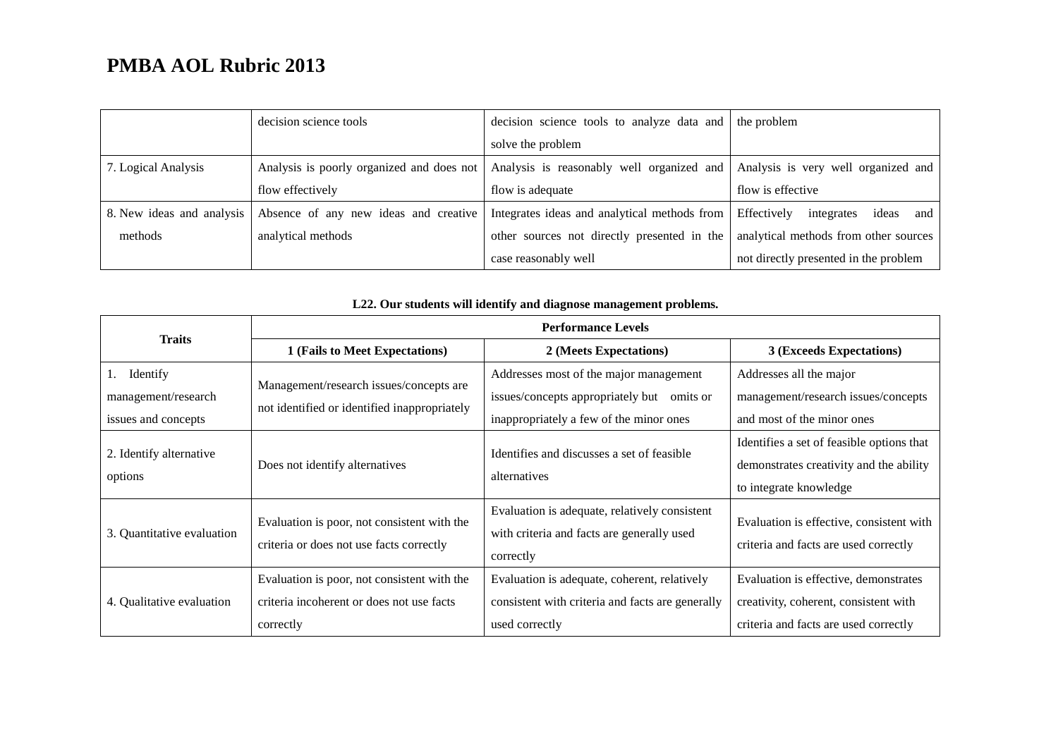# PMBA AOL Rubric 2013

| | | | |
|---|---|---|---|
| | decision science tools | decision science tools to analyze data and solve the problem | the problem |
| 7. Logical Analysis | Analysis is poorly organized and does not flow effectively | Analysis is reasonably well organized and flow is adequate | Analysis is very well organized and flow is effective |
| 8. New ideas and analysis methods | Absence of any new ideas and creative analytical methods | Integrates ideas and analytical methods from other sources not directly presented in the case reasonably well | Effectively integrates ideas and analytical methods from other sources not directly presented in the problem |

**L22. Our students will identify and diagnose management problems.**

| Traits | Performance Levels | | |
|---|---|---|---|
| | **1 (Fails to Meet Expectations)** | **2 (Meets Expectations)** | **3 (Exceeds Expectations)** |
| 1. Identify management/research issues and concepts | Management/research issues/concepts are not identified or identified inappropriately | Addresses most of the major management issues/concepts appropriately but omits or inappropriately a few of the minor ones | Addresses all the major management/research issues/concepts and most of the minor ones |
| 2. Identify alternative options | Does not identify alternatives | Identifies and discusses a set of feasible alternatives | Identifies a set of feasible options that demonstrates creativity and the ability to integrate knowledge |
| 3. Quantitative evaluation | Evaluation is poor, not consistent with the criteria or does not use facts correctly | Evaluation is adequate, relatively consistent with criteria and facts are generally used correctly | Evaluation is effective, consistent with criteria and facts are used correctly |
| 4. Qualitative evaluation | Evaluation is poor, not consistent with the criteria incoherent or does not use facts correctly | Evaluation is adequate, coherent, relatively consistent with criteria and facts are generally used correctly | Evaluation is effective, demonstrates creativity, coherent, consistent with criteria and facts are used correctly |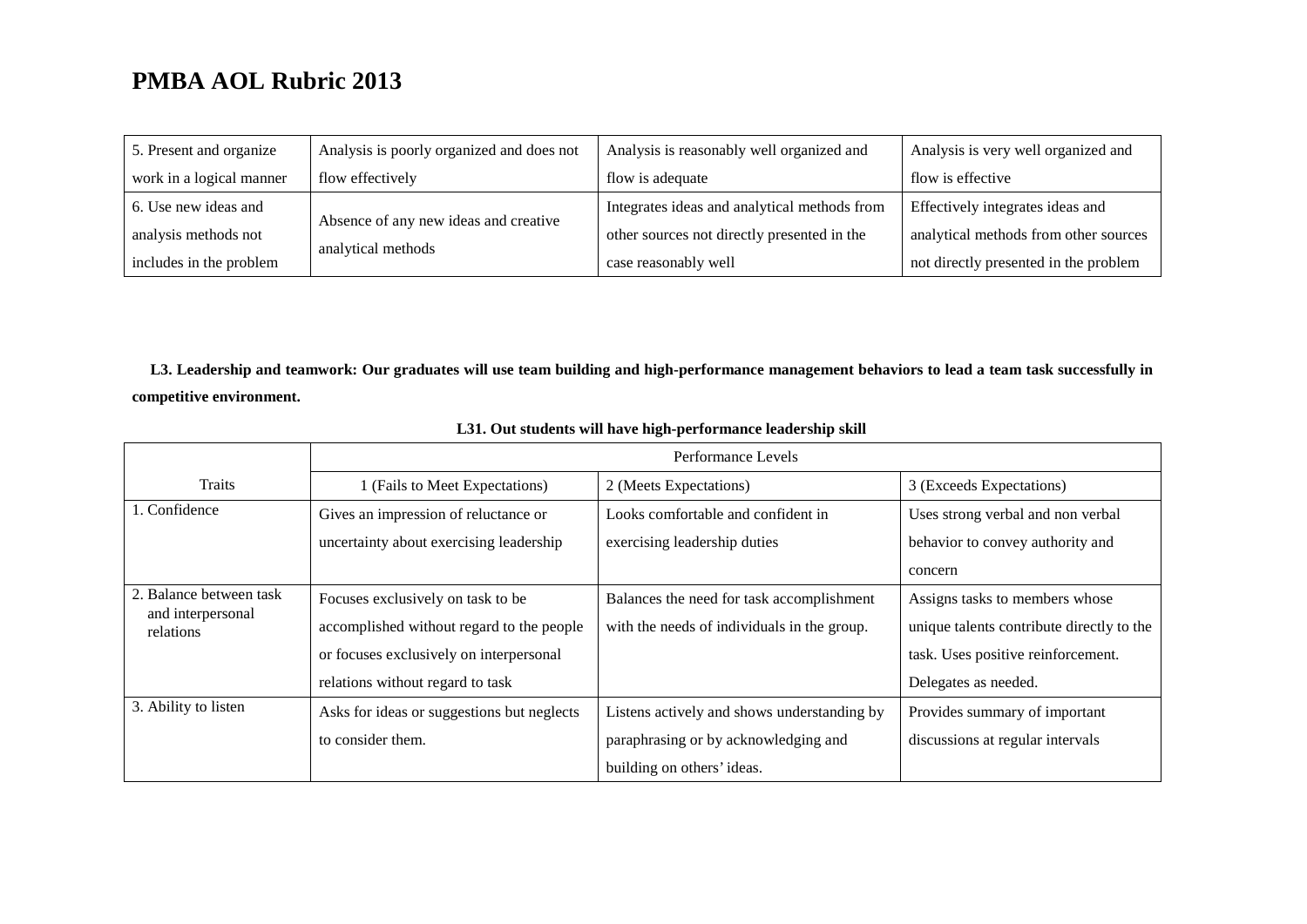# PMBA AOL Rubric 2013

| 5. Present and organize work in a logical manner | Analysis is poorly organized and does not flow effectively | Analysis is reasonably well organized and flow is adequate | Analysis is very well organized and flow is effective |
|---|---|---|---|
| 6. Use new ideas and analysis methods not includes in the problem | Absence of any new ideas and creative analytical methods | Integrates ideas and analytical methods from other sources not directly presented in the case reasonably well | Effectively integrates ideas and analytical methods from other sources not directly presented in the problem |

**L3. Leadership and teamwork: Our graduates will use team building and high-performance management behaviors to lead a team task successfully in competitive environment.**

**L31. Out students will have high-performance leadership skill**

| Traits | Performance Levels | | |
|---|---|---|---|
| | 1 (Fails to Meet Expectations) | 2 (Meets Expectations) | 3 (Exceeds Expectations) |
| 1. Confidence | Gives an impression of reluctance or uncertainty about exercising leadership | Looks comfortable and confident in exercising leadership duties | Uses strong verbal and non verbal behavior to convey authority and concern |
| 2. Balance between task and interpersonal relations | Focuses exclusively on task to be accomplished without regard to the people or focuses exclusively on interpersonal relations without regard to task | Balances the need for task accomplishment with the needs of individuals in the group. | Assigns tasks to members whose unique talents contribute directly to the task. Uses positive reinforcement. Delegates as needed. |
| 3. Ability to listen | Asks for ideas or suggestions but neglects to consider them. | Listens actively and shows understanding by paraphrasing or by acknowledging and building on others' ideas. | Provides summary of important discussions at regular intervals |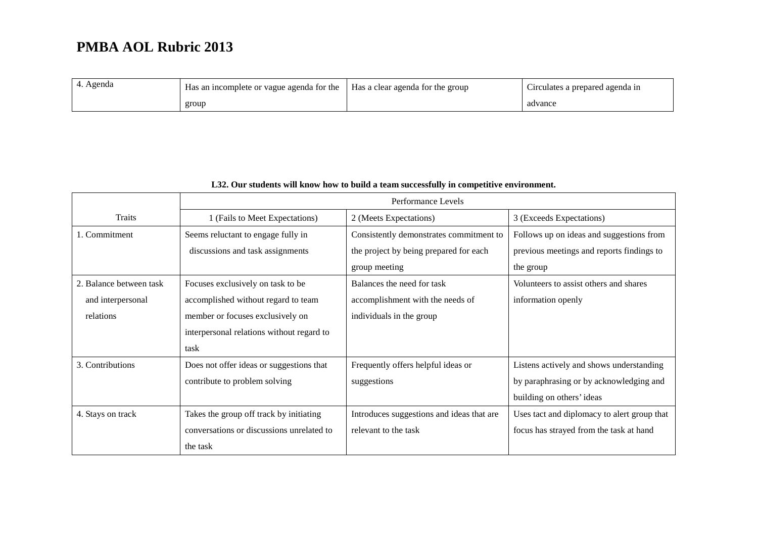# PMBA AOL Rubric 2013

| 4. Agenda | Has an incomplete or vague agenda for the group | Has a clear agenda for the group | Circulates a prepared agenda in advance |
|---|---|---|---|

**L32. Our students will know how to build a team successfully in competitive environment.**

| | Performance Levels | | |
|---|---|---|---|
| Traits | 1 (Fails to Meet Expectations) | 2 (Meets Expectations) | 3 (Exceeds Expectations) |
| 1. Commitment | Seems reluctant to engage fully in discussions and task assignments | Consistently demonstrates commitment to the project by being prepared for each group meeting | Follows up on ideas and suggestions from previous meetings and reports findings to the group |
| 2. Balance between task and interpersonal relations | Focuses exclusively on task to be accomplished without regard to team member or focuses exclusively on interpersonal relations without regard to task | Balances the need for task accomplishment with the needs of individuals in the group | Volunteers to assist others and shares information openly |
| 3. Contributions | Does not offer ideas or suggestions that contribute to problem solving | Frequently offers helpful ideas or suggestions | Listens actively and shows understanding by paraphrasing or by acknowledging and building on others' ideas |
| 4. Stays on track | Takes the group off track by initiating conversations or discussions unrelated to the task | Introduces suggestions and ideas that are relevant to the task | Uses tact and diplomacy to alert group that focus has strayed from the task at hand |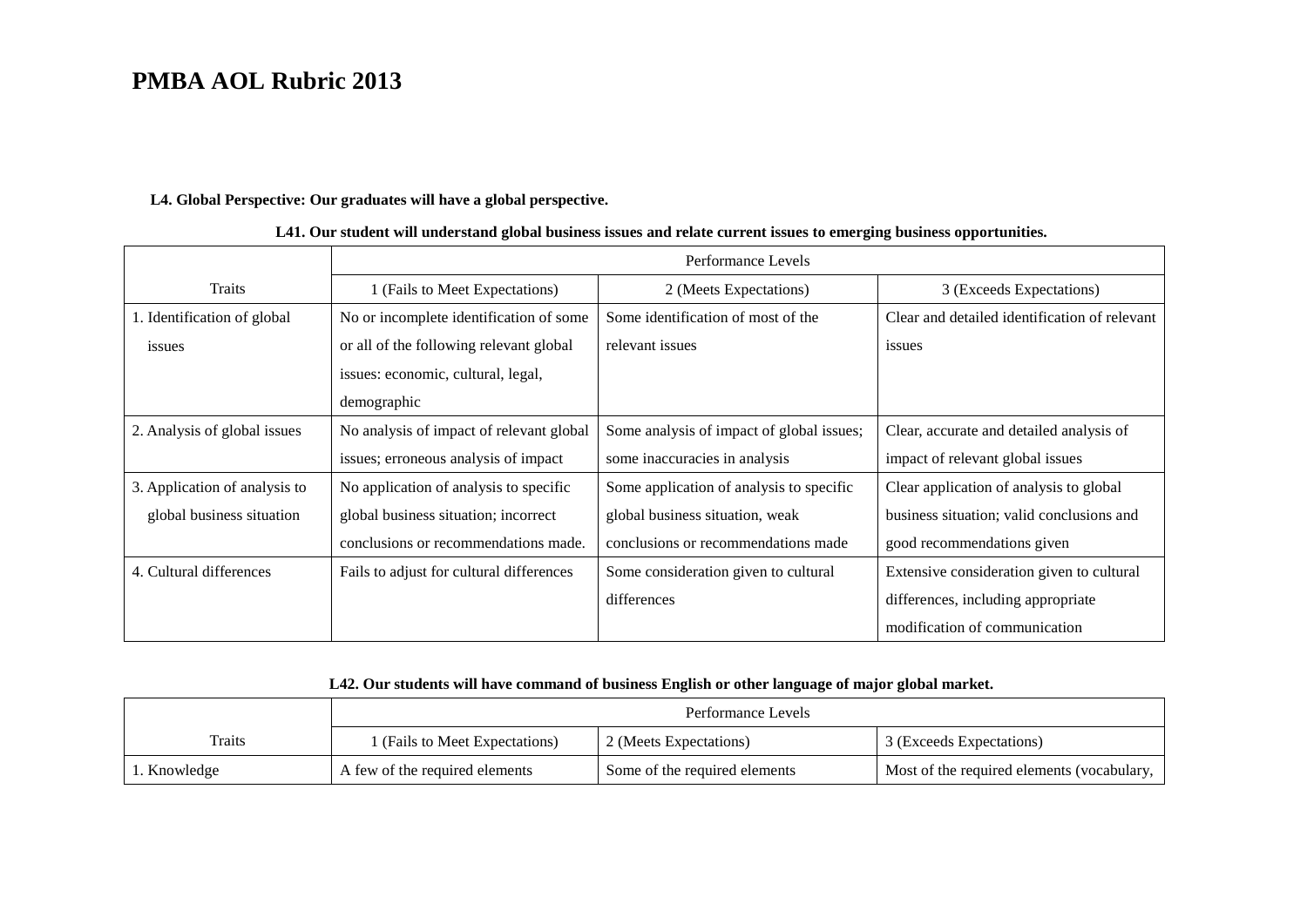# PMBA AOL Rubric 2013

**L4. Global Perspective: Our graduates will have a global perspective.**

**L41. Our student will understand global business issues and relate current issues to emerging business opportunities.**

| Traits | Performance Levels | | |
|---|---|---|---|
| | 1 (Fails to Meet Expectations) | 2 (Meets Expectations) | 3 (Exceeds Expectations) |
| 1. Identification of global issues | No or incomplete identification of some or all of the following relevant global issues: economic, cultural, legal, demographic | Some identification of most of the relevant issues | Clear and detailed identification of relevant issues |
| 2. Analysis of global issues | No analysis of impact of relevant global issues; erroneous analysis of impact | Some analysis of impact of global issues; some inaccuracies in analysis | Clear, accurate and detailed analysis of impact of relevant global issues |
| 3. Application of analysis to global business situation | No application of analysis to specific global business situation; incorrect conclusions or recommendations made. | Some application of analysis to specific global business situation, weak conclusions or recommendations made | Clear application of analysis to global business situation; valid conclusions and good recommendations given |
| 4. Cultural differences | Fails to adjust for cultural differences | Some consideration given to cultural differences | Extensive consideration given to cultural differences, including appropriate modification of communication |

**L42. Our students will have command of business English or other language of major global market.**

| Traits | Performance Levels | | |
|---|---|---|---|
| | 1 (Fails to Meet Expectations) | 2 (Meets Expectations) | 3 (Exceeds Expectations) |
| 1. Knowledge | A few of the required elements | Some of the required elements | Most of the required elements (vocabulary, |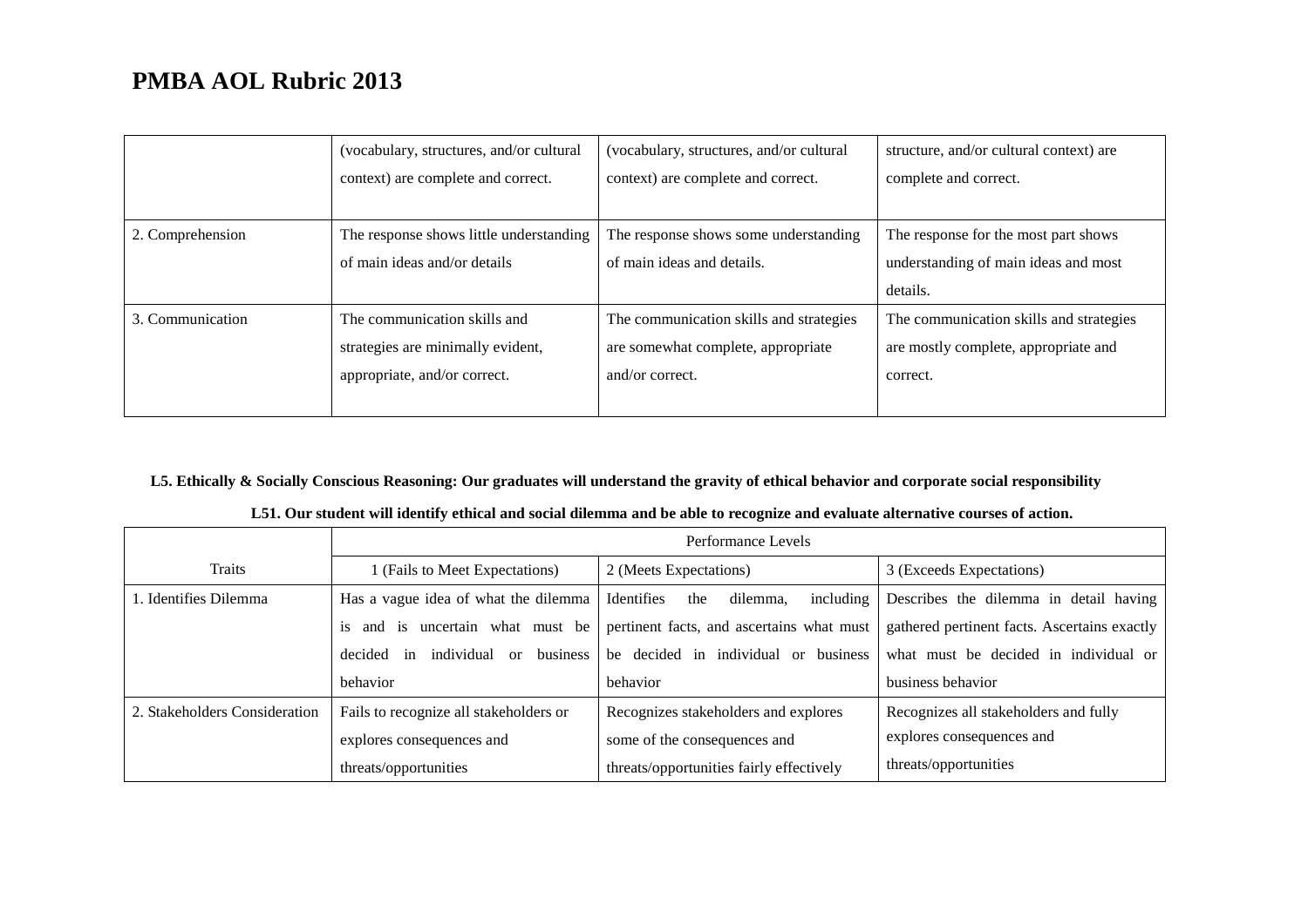# PMBA AOL Rubric 2013

| | | | |
|---|---|---|---|
| | (vocabulary, structures, and/or cultural context) are complete and correct. | (vocabulary, structures, and/or cultural context) are complete and correct. | structure, and/or cultural context) are complete and correct. |
| 2. Comprehension | The response shows little understanding of main ideas and/or details | The response shows some understanding of main ideas and details. | The response for the most part shows understanding of main ideas and most details. |
| 3. Communication | The communication skills and strategies are minimally evident, appropriate, and/or correct. | The communication skills and strategies are somewhat complete, appropriate and/or correct. | The communication skills and strategies are mostly complete, appropriate and correct. |

**L5. Ethically & Socially Conscious Reasoning: Our graduates will understand the gravity of ethical behavior and corporate social responsibility**

**L51. Our student will identify ethical and social dilemma and be able to recognize and evaluate alternative courses of action.**

| | Performance Levels | | |
|---|---|---|---|
| Traits | 1 (Fails to Meet Expectations) | 2 (Meets Expectations) | 3 (Exceeds Expectations) |
| 1. Identifies Dilemma | Has a vague idea of what the dilemma is and is uncertain what must be decided in individual or business behavior | Identifies the dilemma, including pertinent facts, and ascertains what must be decided in individual or business behavior | Describes the dilemma in detail having gathered pertinent facts. Ascertains exactly what must be decided in individual or business behavior |
| 2. Stakeholders Consideration | Fails to recognize all stakeholders or explores consequences and threats/opportunities | Recognizes stakeholders and explores some of the consequences and threats/opportunities fairly effectively | Recognizes all stakeholders and fully explores consequences and threats/opportunities |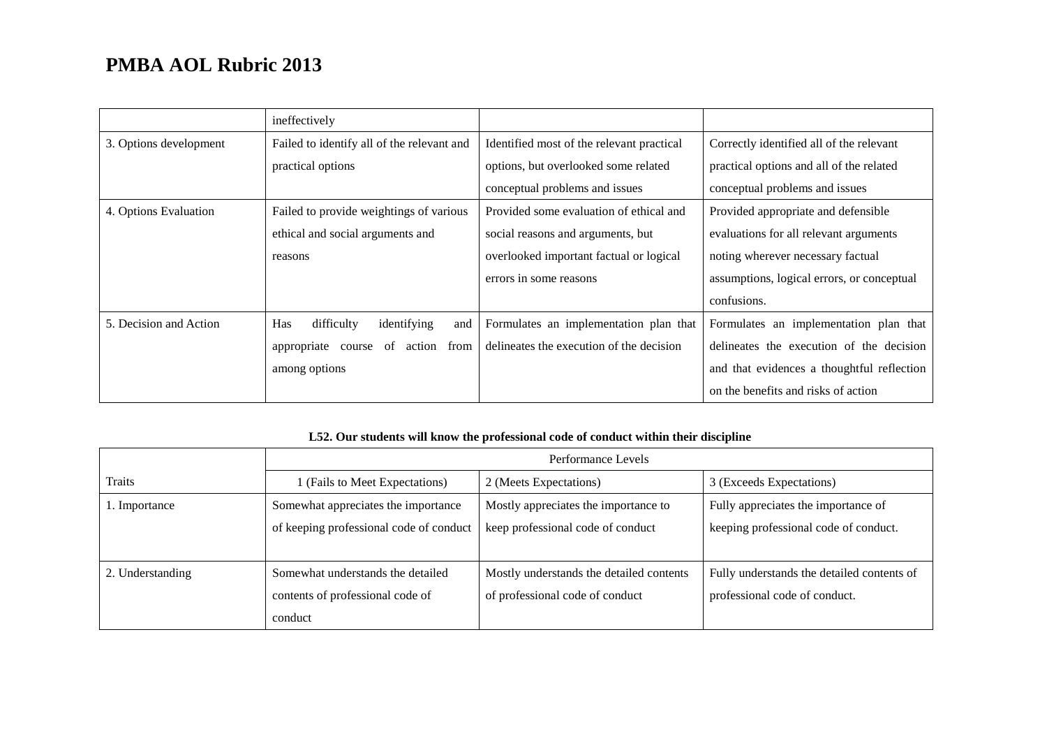# PMBA AOL Rubric 2013

| | | | |
|---|---|---|---|
| | ineffectively | | |
| 3. Options development | Failed to identify all of the relevant and practical options | Identified most of the relevant practical options, but overlooked some related conceptual problems and issues | Correctly identified all of the relevant practical options and all of the related conceptual problems and issues |
| 4. Options Evaluation | Failed to provide weightings of various ethical and social arguments and reasons | Provided some evaluation of ethical and social reasons and arguments, but overlooked important factual or logical errors in some reasons | Provided appropriate and defensible evaluations for all relevant arguments noting wherever necessary factual assumptions, logical errors, or conceptual confusions. |
| 5. Decision and Action | Has difficulty identifying and appropriate course of action from among options | Formulates an implementation plan that delineates the execution of the decision | Formulates an implementation plan that delineates the execution of the decision and that evidences a thoughtful reflection on the benefits and risks of action |

**L52. Our students will know the professional code of conduct within their discipline**

| | Performance Levels | | |
|---|---|---|---|
| Traits | 1 (Fails to Meet Expectations) | 2 (Meets Expectations) | 3 (Exceeds Expectations) |
| 1. Importance | Somewhat appreciates the importance of keeping professional code of conduct | Mostly appreciates the importance to keep professional code of conduct | Fully appreciates the importance of keeping professional code of conduct. |
| 2. Understanding | Somewhat understands the detailed contents of professional code of conduct | Mostly understands the detailed contents of professional code of conduct | Fully understands the detailed contents of professional code of conduct. |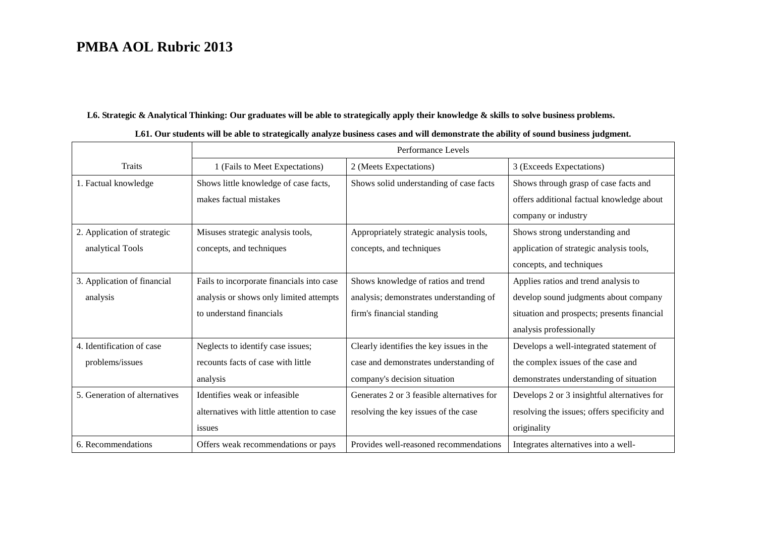# PMBA AOL Rubric 2013

**L6. Strategic & Analytical Thinking: Our graduates will be able to strategically apply their knowledge & skills to solve business problems.**

**L61. Our students will be able to strategically analyze business cases and will demonstrate the ability of sound business judgment.**

| | Performance Levels | | |
|---|---|---|---|
| Traits | 1 (Fails to Meet Expectations) | 2 (Meets Expectations) | 3 (Exceeds Expectations) |
| 1. Factual knowledge | Shows little knowledge of case facts, makes factual mistakes | Shows solid understanding of case facts | Shows through grasp of case facts and offers additional factual knowledge about company or industry |
| 2. Application of strategic analytical Tools | Misuses strategic analysis tools, concepts, and techniques | Appropriately strategic analysis tools, concepts, and techniques | Shows strong understanding and application of strategic analysis tools, concepts, and techniques |
| 3. Application of financial analysis | Fails to incorporate financials into case analysis or shows only limited attempts to understand financials | Shows knowledge of ratios and trend analysis; demonstrates understanding of firm's financial standing | Applies ratios and trend analysis to develop sound judgments about company situation and prospects; presents financial analysis professionally |
| 4. Identification of case problems/issues | Neglects to identify case issues; recounts facts of case with little analysis | Clearly identifies the key issues in the case and demonstrates understanding of company's decision situation | Develops a well-integrated statement of the complex issues of the case and demonstrates understanding of situation |
| 5. Generation of alternatives | Identifies weak or infeasible alternatives with little attention to case issues | Generates 2 or 3 feasible alternatives for resolving the key issues of the case | Develops 2 or 3 insightful alternatives for resolving the issues; offers specificity and originality |
| 6. Recommendations | Offers weak recommendations or pays | Provides well-reasoned recommendations | Integrates alternatives into a well- |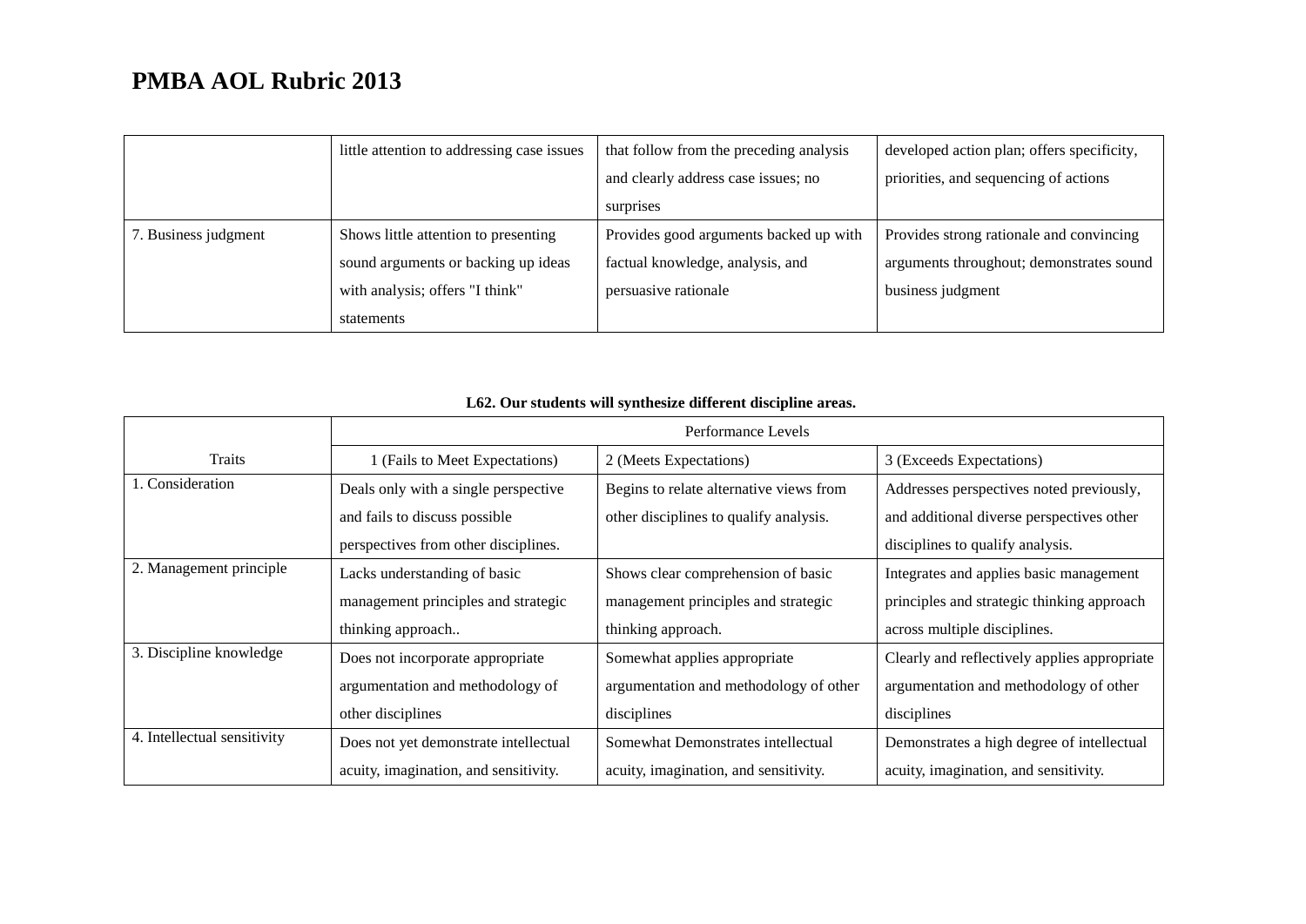# PMBA AOL Rubric 2013

| | | | |
|---|---|---|---|
| | little attention to addressing case issues | that follow from the preceding analysis and clearly address case issues; no surprises | developed action plan; offers specificity, priorities, and sequencing of actions |
| 7. Business judgment | Shows little attention to presenting sound arguments or backing up ideas with analysis; offers "I think" statements | Provides good arguments backed up with factual knowledge, analysis, and persuasive rationale | Provides strong rationale and convincing arguments throughout; demonstrates sound business judgment |

**L62. Our students will synthesize different discipline areas.**

| Traits | Performance Levels | | |
|---|---|---|---|
| | 1 (Fails to Meet Expectations) | 2 (Meets Expectations) | 3 (Exceeds Expectations) |
| 1. Consideration | Deals only with a single perspective and fails to discuss possible perspectives from other disciplines. | Begins to relate alternative views from other disciplines to qualify analysis. | Addresses perspectives noted previously, and additional diverse perspectives other disciplines to qualify analysis. |
| 2. Management principle | Lacks understanding of basic management principles and strategic thinking approach.. | Shows clear comprehension of basic management principles and strategic thinking approach. | Integrates and applies basic management principles and strategic thinking approach across multiple disciplines. |
| 3. Discipline knowledge | Does not incorporate appropriate argumentation and methodology of other disciplines | Somewhat applies appropriate argumentation and methodology of other disciplines | Clearly and reflectively applies appropriate argumentation and methodology of other disciplines |
| 4. Intellectual sensitivity | Does not yet demonstrate intellectual acuity, imagination, and sensitivity. | Somewhat Demonstrates intellectual acuity, imagination, and sensitivity. | Demonstrates a high degree of intellectual acuity, imagination, and sensitivity. |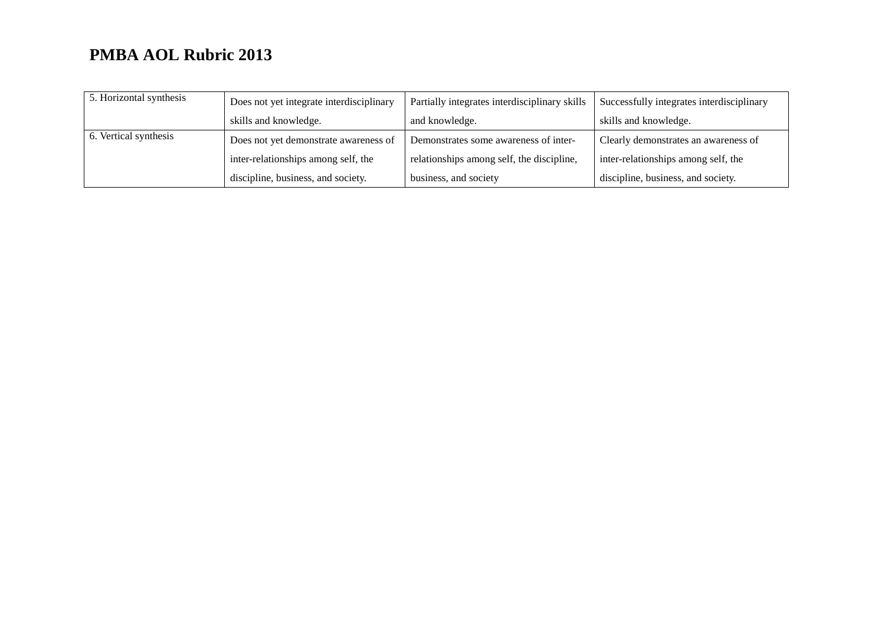# PMBA AOL Rubric 2013

| | | | |
|---|---|---|---|
| 5. Horizontal synthesis | Does not yet integrate interdisciplinary skills and knowledge. | Partially integrates interdisciplinary skills and knowledge. | Successfully integrates interdisciplinary skills and knowledge. |
| 6. Vertical synthesis | Does not yet demonstrate awareness of inter-relationships among self, the discipline, business, and society. | Demonstrates some awareness of inter-relationships among self, the discipline, business, and society | Clearly demonstrates an awareness of inter-relationships among self, the discipline, business, and society. |